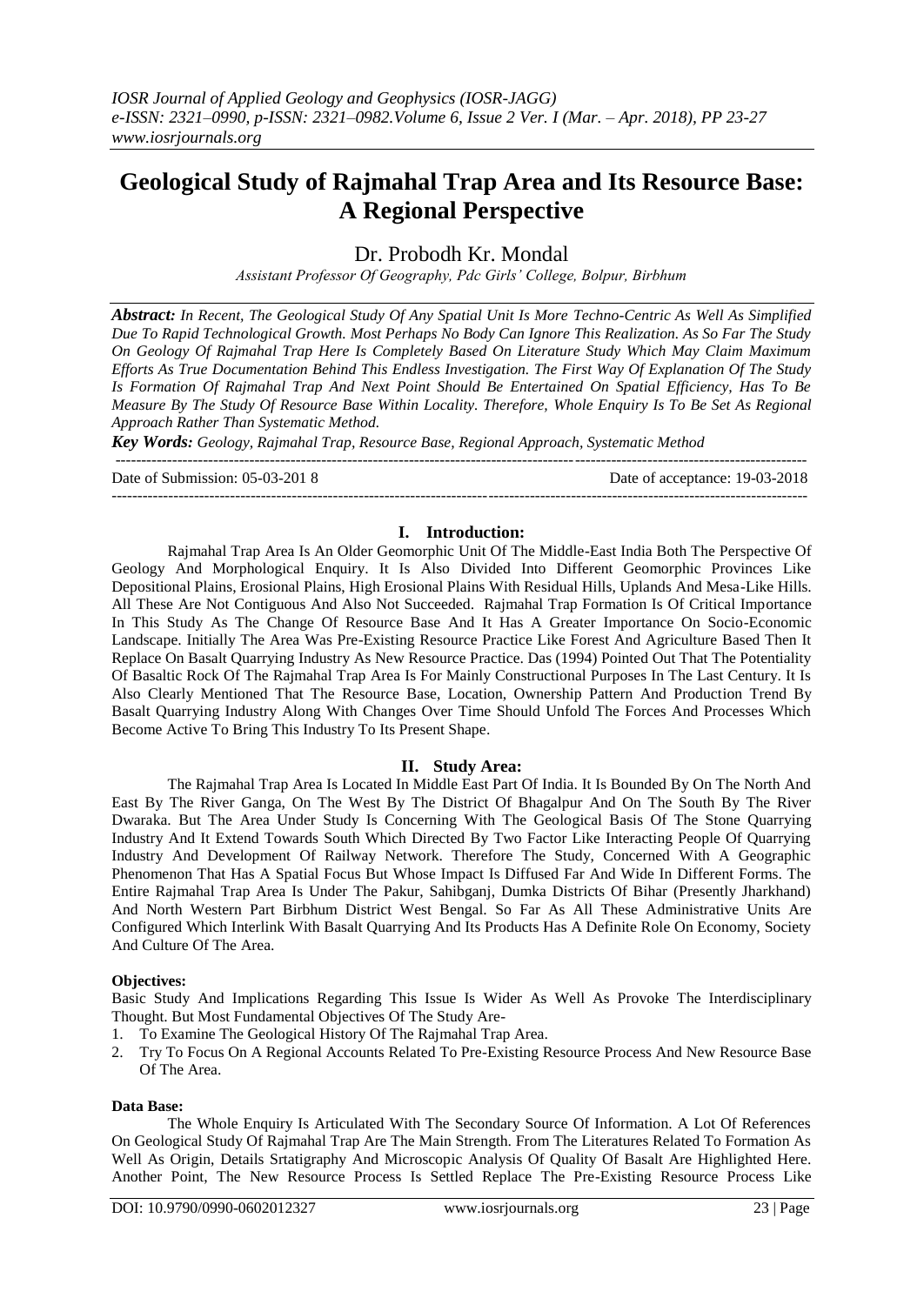# Geological Study of Rajmahal Trap Area and Its Resource Base: A Regional Perspective

Dr. Probodh Kr. Mondal

*Assistant Professor Of Geography, Pdc Girls' College, Bolpur, Birbhum*

***Abstract:** In Recent, The Geological Study Of Any Spatial Unit Is More Techno-Centric As Well As Simplified Due To Rapid Technological Growth. Most Perhaps No Body Can Ignore This Realization. As So Far The Study On Geology Of Rajmahal Trap Here Is Completely Based On Literature Study Which May Claim Maximum Efforts As True Documentation Behind This Endless Investigation. The First Way Of Explanation Of The Study Is Formation Of Rajmahal Trap And Next Point Should Be Entertained On Spatial Efficiency, Has To Be Measure By The Study Of Resource Base Within Locality. Therefore, Whole Enquiry Is To Be Set As Regional Approach Rather Than Systematic Method.*

***Key Words:** Geology, Rajmahal Trap, Resource Base, Regional Approach, Systematic Method*

---

Date of Submission: 05-03-201 8 Date of acceptance: 19-03-2018

---

## I. Introduction:

Rajmahal Trap Area Is An Older Geomorphic Unit Of The Middle-East India Both The Perspective Of Geology And Morphological Enquiry. It Is Also Divided Into Different Geomorphic Provinces Like Depositional Plains, Erosional Plains, High Erosional Plains With Residual Hills, Uplands And Mesa-Like Hills. All These Are Not Contiguous And Also Not Succeeded. Rajmahal Trap Formation Is Of Critical Importance In This Study As The Change Of Resource Base And It Has A Greater Importance On Socio-Economic Landscape. Initially The Area Was Pre-Existing Resource Practice Like Forest And Agriculture Based Then It Replace On Basalt Quarrying Industry As New Resource Practice. Das (1994) Pointed Out That The Potentiality Of Basaltic Rock Of The Rajmahal Trap Area Is For Mainly Constructional Purposes In The Last Century. It Is Also Clearly Mentioned That The Resource Base, Location, Ownership Pattern And Production Trend By Basalt Quarrying Industry Along With Changes Over Time Should Unfold The Forces And Processes Which Become Active To Bring This Industry To Its Present Shape.

## II. Study Area:

The Rajmahal Trap Area Is Located In Middle East Part Of India. It Is Bounded By On The North And East By The River Ganga, On The West By The District Of Bhagalpur And On The South By The River Dwaraka. But The Area Under Study Is Concerning With The Geological Basis Of The Stone Quarrying Industry And It Extend Towards South Which Directed By Two Factor Like Interacting People Of Quarrying Industry And Development Of Railway Network. Therefore The Study, Concerned With A Geographic Phenomenon That Has A Spatial Focus But Whose Impact Is Diffused Far And Wide In Different Forms. The Entire Rajmahal Trap Area Is Under The Pakur, Sahibganj, Dumka Districts Of Bihar (Presently Jharkhand) And North Western Part Birbhum District West Bengal. So Far As All These Administrative Units Are Configured Which Interlink With Basalt Quarrying And Its Products Has A Definite Role On Economy, Society And Culture Of The Area.

### Objectives:

Basic Study And Implications Regarding This Issue Is Wider As Well As Provoke The Interdisciplinary Thought. But Most Fundamental Objectives Of The Study Are-

1. To Examine The Geological History Of The Rajmahal Trap Area.
2. Try To Focus On A Regional Accounts Related To Pre-Existing Resource Process And New Resource Base Of The Area.

### Data Base:

The Whole Enquiry Is Articulated With The Secondary Source Of Information. A Lot Of References On Geological Study Of Rajmahal Trap Are The Main Strength. From The Literatures Related To Formation As Well As Origin, Details Srtatigraphy And Microscopic Analysis Of Quality Of Basalt Are Highlighted Here. Another Point, The New Resource Process Is Settled Replace The Pre-Existing Resource Process Like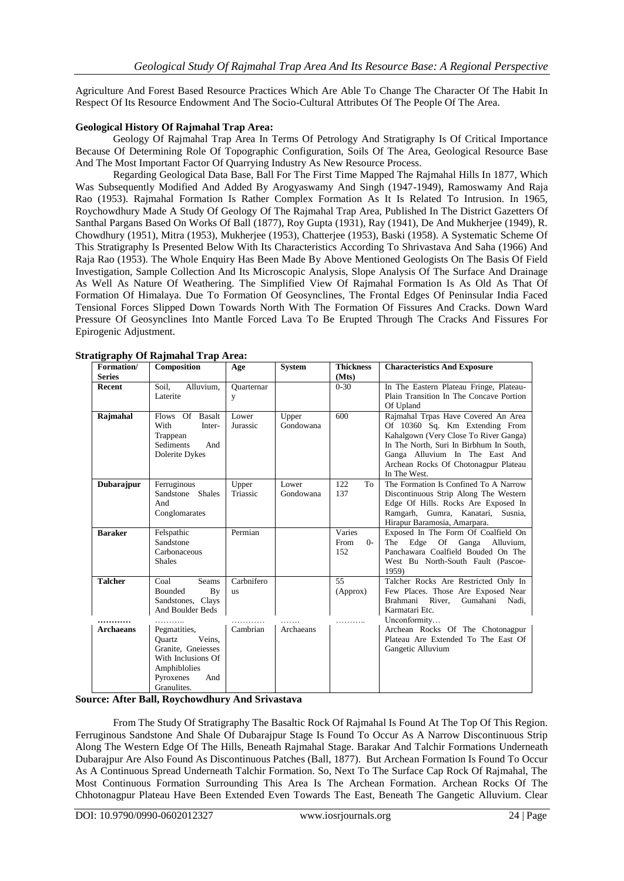Agriculture And Forest Based Resource Practices Which Are Able To Change The Character Of The Habit In Respect Of Its Resource Endowment And The Socio-Cultural Attributes Of The People Of The Area.

**Geological History Of Rajmahal Trap Area:**

Geology Of Rajmahal Trap Area In Terms Of Petrology And Stratigraphy Is Of Critical Importance Because Of Determining Role Of Topographic Configuration, Soils Of The Area, Geological Resource Base And The Most Important Factor Of Quarrying Industry As New Resource Process.

Regarding Geological Data Base, Ball For The First Time Mapped The Rajmahal Hills In 1877, Which Was Subsequently Modified And Added By Arogyaswamy And Singh (1947-1949), Ramoswamy And Raja Rao (1953). Rajmahal Formation Is Rather Complex Formation As It Is Related To Intrusion. In 1965, Roychowdhury Made A Study Of Geology Of The Rajmahal Trap Area, Published In The District Gazetters Of Santhal Pargans Based On Works Of Ball (1877), Roy Gupta (1931), Ray (1941), De And Mukherjee (1949), R. Chowdhury (1951), Mitra (1953), Mukherjee (1953), Chatterjee (1953), Baski (1958). A Systematic Scheme Of This Stratigraphy Is Presented Below With Its Characteristics According To Shrivastava And Saha (1966) And Raja Rao (1953). The Whole Enquiry Has Been Made By Above Mentioned Geologists On The Basis Of Field Investigation, Sample Collection And Its Microscopic Analysis, Slope Analysis Of The Surface And Drainage As Well As Nature Of Weathering. The Simplified View Of Rajmahal Formation Is As Old As That Of Formation Of Himalaya. Due To Formation Of Geosynclines, The Frontal Edges Of Peninsular India Faced Tensional Forces Slipped Down Towards North With The Formation Of Fissures And Cracks. Down Ward Pressure Of Geosynclines Into Mantle Forced Lava To Be Erupted Through The Cracks And Fissures For Epirogenic Adjustment.

**Stratigraphy Of Rajmahal Trap Area:**

| Formation/ Series | Composition | Age | System | Thickness (Mts) | Characteristics And Exposure |
|---|---|---|---|---|---|
| **Recent** | Soil, Alluvium, Laterite | Quarternary | | 0-30 | In The Eastern Plateau Fringe, Plateau-Plain Transition In The Concave Portion Of Upland |
| **Rajmahal** | Flows Of Basalt With Inter-Trappean Sediments And Dolerite Dykes | Lower Jurassic | Upper Gondowana | 600 | Rajmahal Trpas Have Covered An Area Of 10360 Sq. Km Extending From Kahalgown (Very Close To River Ganga) In The North, Suri In Birbhum In South, Ganga Alluvium In The East And Archean Rocks Of Chotonagpur Plateau In The West. |
| **Dubarajpur** | Ferruginous Sandstone Shales And Conglomarates | Upper Triassic | Lower Gondowana | 122 To 137 | The Formation Is Confined To A Narrow Discontinuous Strip Along The Western Edge Of Hills. Rocks Are Exposed In Ramgarh, Gumra, Kanatari, Susnia, Hirapur Baramosia, Amarpara. |
| **Baraker** | Felspathic Sandstone Carbonaceous Shales | Permian | | Varies From 0-152 | Exposed In The Form Of Coalfield On The Edge Of Ganga Alluvium, Panchawara Coalfield Bouded On The West Bu North-South Fault (Pascoe-1959) |
| **Talcher** | Coal Seams Bounded By Sandstones, Clays And Boulder Beds | Carbniferous | | 55 (Approx) | Talcher Rocks Are Restricted Only In Few Places. Those Are Exposed Near Brahmani River, Gumahani Nadi, Karmatari Etc. |
| ……….. | ……….. | ……….. | ……. | ……….. | Unconformity… |
| **Archaeans** | Pegmatities, Quartz Veins, Granite, Gneisses With Inclusions Of Amphiblolies Pyroxenes And Granulites. | Cambrian | Archaeans | | Archean Rocks Of The Chotonagpur Plateau Are Extended To The East Of Gangetic Alluvium |

**Source: After Ball, Roychowdhury And Srivastava**

From The Study Of Stratigraphy The Basaltic Rock Of Rajmahal Is Found At The Top Of This Region. Ferruginous Sandstone And Shale Of Dubarajpur Stage Is Found To Occur As A Narrow Discontinuous Strip Along The Western Edge Of The Hills, Beneath Rajmahal Stage. Barakar And Talchir Formations Underneath Dubarajpur Are Also Found As Discontinuous Patches (Ball, 1877). But Archean Formation Is Found To Occur As A Continuous Spread Underneath Talchir Formation. So, Next To The Surface Cap Rock Of Rajmahal, The Most Continuous Formation Surrounding This Area Is The Archean Formation. Archean Rocks Of The Chhotonagpur Plateau Have Been Extended Even Towards The East, Beneath The Gangetic Alluvium. Clear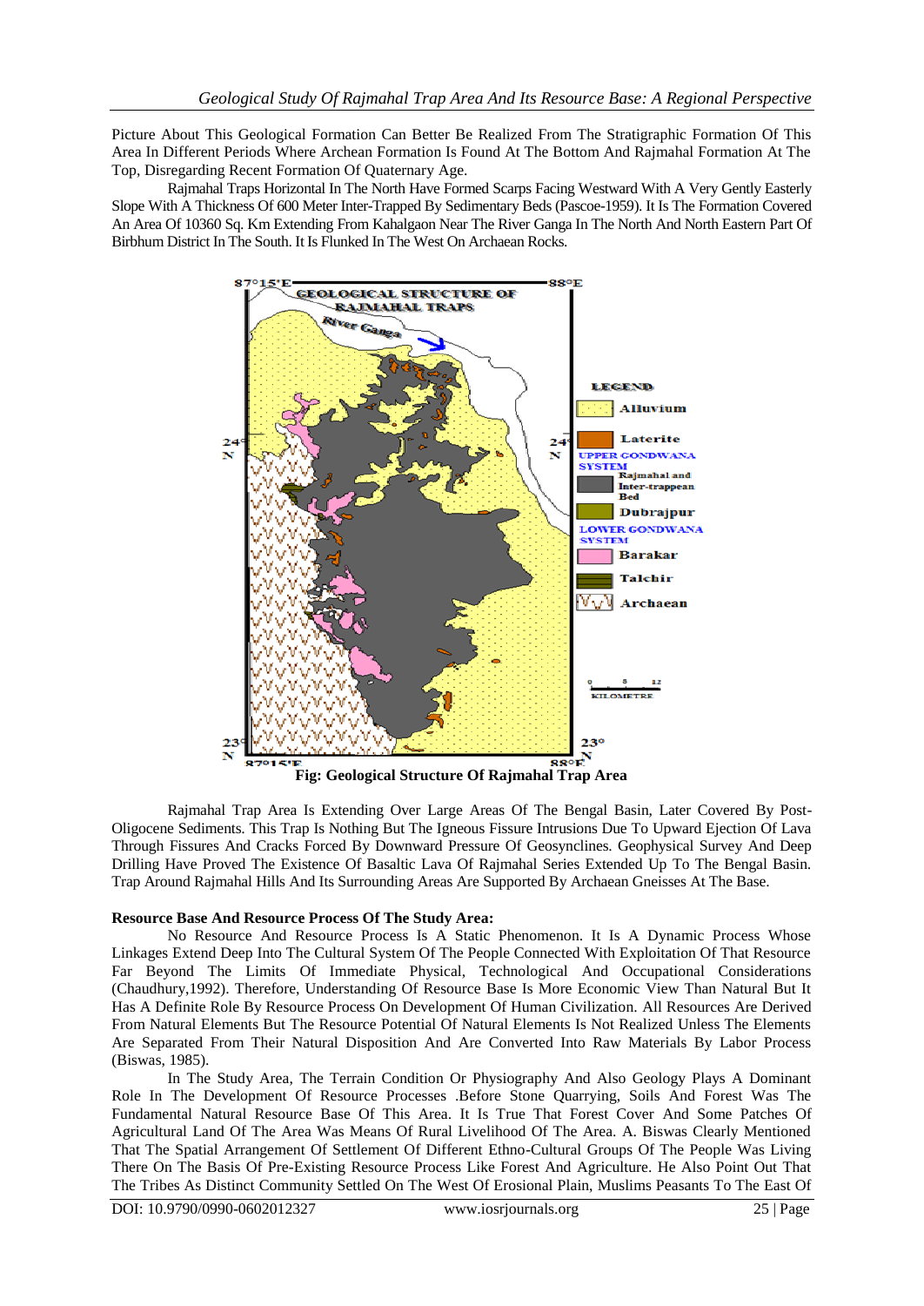Picture About This Geological Formation Can Better Be Realized From The Stratigraphic Formation Of This Area In Different Periods Where Archean Formation Is Found At The Bottom And Rajmahal Formation At The Top, Disregarding Recent Formation Of Quaternary Age.

Rajmahal Traps Horizontal In The North Have Formed Scarps Facing Westward With A Very Gently Easterly Slope With A Thickness Of 600 Meter Inter-Trapped By Sedimentary Beds (Pascoe-1959). It Is The Formation Covered An Area Of 10360 Sq. Km Extending From Kahalgaon Near The River Ganga In The North And North Eastern Part Of Birbhum District In The South. It Is Flunked In The West On Archaean Rocks.

**Fig: Geological Structure Of Rajmahal Trap Area**

Rajmahal Trap Area Is Extending Over Large Areas Of The Bengal Basin, Later Covered By Post-Oligocene Sediments. This Trap Is Nothing But The Igneous Fissure Intrusions Due To Upward Ejection Of Lava Through Fissures And Cracks Forced By Downward Pressure Of Geosynclines. Geophysical Survey And Deep Drilling Have Proved The Existence Of Basaltic Lava Of Rajmahal Series Extended Up To The Bengal Basin. Trap Around Rajmahal Hills And Its Surrounding Areas Are Supported By Archaean Gneisses At The Base.

**Resource Base And Resource Process Of The Study Area:**

No Resource And Resource Process Is A Static Phenomenon. It Is A Dynamic Process Whose Linkages Extend Deep Into The Cultural System Of The People Connected With Exploitation Of That Resource Far Beyond The Limits Of Immediate Physical, Technological And Occupational Considerations (Chaudhury,1992). Therefore, Understanding Of Resource Base Is More Economic View Than Natural But It Has A Definite Role By Resource Process On Development Of Human Civilization. All Resources Are Derived From Natural Elements But The Resource Potential Of Natural Elements Is Not Realized Unless The Elements Are Separated From Their Natural Disposition And Are Converted Into Raw Materials By Labor Process (Biswas, 1985).

In The Study Area, The Terrain Condition Or Physiography And Also Geology Plays A Dominant Role In The Development Of Resource Processes .Before Stone Quarrying, Soils And Forest Was The Fundamental Natural Resource Base Of This Area. It Is True That Forest Cover And Some Patches Of Agricultural Land Of The Area Was Means Of Rural Livelihood Of The Area. A. Biswas Clearly Mentioned That The Spatial Arrangement Of Settlement Of Different Ethno-Cultural Groups Of The People Was Living There On The Basis Of Pre-Existing Resource Process Like Forest And Agriculture. He Also Point Out That The Tribes As Distinct Community Settled On The West Of Erosional Plain, Muslims Peasants To The East Of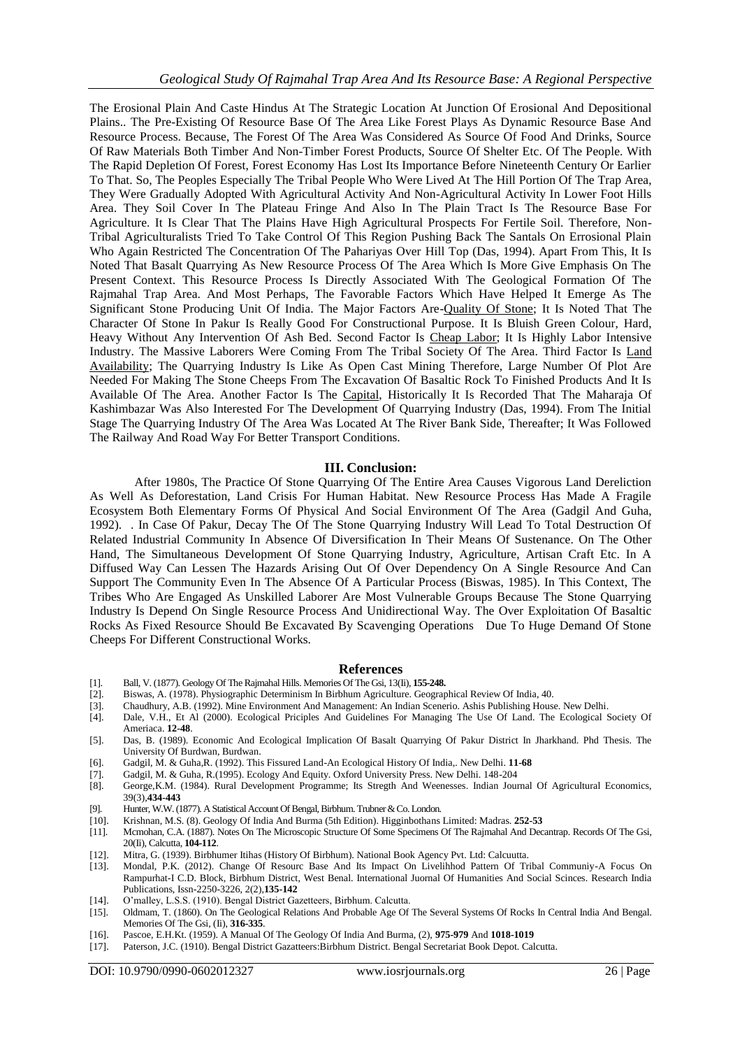The Erosional Plain And Caste Hindus At The Strategic Location At Junction Of Erosional And Depositional Plains.. The Pre-Existing Of Resource Base Of The Area Like Forest Plays As Dynamic Resource Base And Resource Process. Because, The Forest Of The Area Was Considered As Source Of Food And Drinks, Source Of Raw Materials Both Timber And Non-Timber Forest Products, Source Of Shelter Etc. Of The People. With The Rapid Depletion Of Forest, Forest Economy Has Lost Its Importance Before Nineteenth Century Or Earlier To That. So, The Peoples Especially The Tribal People Who Were Lived At The Hill Portion Of The Trap Area, They Were Gradually Adopted With Agricultural Activity And Non-Agricultural Activity In Lower Foot Hills Area. They Soil Cover In The Plateau Fringe And Also In The Plain Tract Is The Resource Base For Agriculture. It Is Clear That The Plains Have High Agricultural Prospects For Fertile Soil. Therefore, Non-Tribal Agriculturalists Tried To Take Control Of This Region Pushing Back The Santals On Errosional Plain Who Again Restricted The Concentration Of The Pahariyas Over Hill Top (Das, 1994). Apart From This, It Is Noted That Basalt Quarrying As New Resource Process Of The Area Which Is More Give Emphasis On The Present Context. This Resource Process Is Directly Associated With The Geological Formation Of The Rajmahal Trap Area. And Most Perhaps, The Favorable Factors Which Have Helped It Emerge As The Significant Stone Producing Unit Of India. The Major Factors Are-Quality Of Stone; It Is Noted That The Character Of Stone In Pakur Is Really Good For Constructional Purpose. It Is Bluish Green Colour, Hard, Heavy Without Any Intervention Of Ash Bed. Second Factor Is Cheap Labor; It Is Highly Labor Intensive Industry. The Massive Laborers Were Coming From The Tribal Society Of The Area. Third Factor Is Land Availability; The Quarrying Industry Is Like As Open Cast Mining Therefore, Large Number Of Plot Are Needed For Making The Stone Cheeps From The Excavation Of Basaltic Rock To Finished Products And It Is Available Of The Area. Another Factor Is The Capital, Historically It Is Recorded That The Maharaja Of Kashimbazar Was Also Interested For The Development Of Quarrying Industry (Das, 1994). From The Initial Stage The Quarrying Industry Of The Area Was Located At The River Bank Side, Thereafter; It Was Followed The Railway And Road Way For Better Transport Conditions.

## III. Conclusion:

After 1980s, The Practice Of Stone Quarrying Of The Entire Area Causes Vigorous Land Dereliction As Well As Deforestation, Land Crisis For Human Habitat. New Resource Process Has Made A Fragile Ecosystem Both Elementary Forms Of Physical And Social Environment Of The Area (Gadgil And Guha, 1992). . In Case Of Pakur, Decay The Of The Stone Quarrying Industry Will Lead To Total Destruction Of Related Industrial Community In Absence Of Diversification In Their Means Of Sustenance. On The Other Hand, The Simultaneous Development Of Stone Quarrying Industry, Agriculture, Artisan Craft Etc. In A Diffused Way Can Lessen The Hazards Arising Out Of Over Dependency On A Single Resource And Can Support The Community Even In The Absence Of A Particular Process (Biswas, 1985). In This Context, The Tribes Who Are Engaged As Unskilled Laborer Are Most Vulnerable Groups Because The Stone Quarrying Industry Is Depend On Single Resource Process And Unidirectional Way. The Over Exploitation Of Basaltic Rocks As Fixed Resource Should Be Excavated By Scavenging Operations Due To Huge Demand Of Stone Cheeps For Different Constructional Works.

## References

[1]. Ball, V. (1877). Geology Of The Rajmahal Hills. Memories Of The Gsi, 13(Ii), **155-248.**

[2]. Biswas, A. (1978). Physiographic Determinism In Birbhum Agriculture. Geographical Review Of India, 40.

[3]. Chaudhury, A.B. (1992). Mine Environment And Management: An Indian Scenerio. Ashis Publishing House. New Delhi.

[4]. Dale, V.H., Et Al (2000). Ecological Priciples And Guidelines For Managing The Use Of Land. The Ecological Society Of Ameriaca. **12-48**.

[5]. Das, B. (1989). Economic And Ecological Implication Of Basalt Quarrying Of Pakur District In Jharkhand. Phd Thesis. The University Of Burdwan, Burdwan.

[6]. Gadgil, M. & Guha,R. (1992). This Fissured Land-An Ecological History Of India,. New Delhi. **11-68**

[7]. Gadgil, M. & Guha, R.(1995). Ecology And Equity. Oxford University Press. New Delhi. 148-204

[8]. George,K.M. (1984). Rural Development Programme; Its Stregth And Weenesses. Indian Journal Of Agricultural Economics, 39(3),**434-443**

[9]. Hunter, W.W. (1877). A Statistical Account Of Bengal, Birbhum. Trubner & Co. London.

[10]. Krishnan, M.S. (8). Geology Of India And Burma (5th Edition). Higginbothans Limited: Madras. **252-53**

[11]. Mcmohan, C.A. (1887). Notes On The Microscopic Structure Of Some Specimens Of The Rajmahal And Decantrap. Records Of The Gsi, 20(Ii), Calcutta, **104-112**.

[12]. Mitra, G. (1939). Birbhumer Itihas (History Of Birbhum). National Book Agency Pvt. Ltd: Calcuutta.

[13]. Mondal, P.K. (2012). Change Of Resourc Base And Its Impact On Livelihhod Pattern Of Tribal Communiy-A Focus On Rampurhat-I C.D. Block, Birbhum District, West Benal. International Juornal Of Humanities And Social Scinces. Research India Publications, Issn-2250-3226, 2(2),**135-142**

[14]. O'malley, L.S.S. (1910). Bengal District Gazetteers, Birbhum. Calcutta.

[15]. Oldmam, T. (1860). On The Geological Relations And Probable Age Of The Several Systems Of Rocks In Central India And Bengal. Memories Of The Gsi, (Ii), **316-335**.

[16]. Pascoe, E.H.Kt. (1959). A Manual Of The Geology Of India And Burma, (2), **975-979** And **1018-1019**

[17]. Paterson, J.C. (1910). Bengal District Gazatteers:Birbhum District. Bengal Secretariat Book Depot. Calcutta.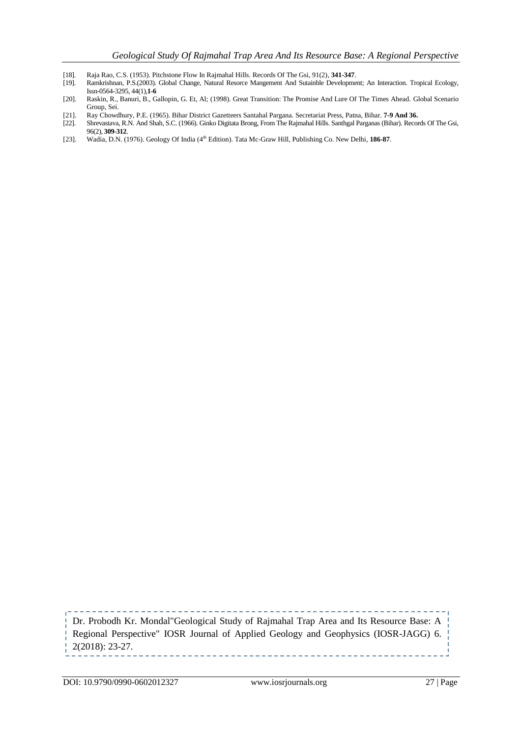[18]. Raja Rao, C.S. (1953). Pitchstone Flow In Rajmahal Hills. Records Of The Gsi, 91(2), **341-347**.

[19]. Ramkrishnan, P.S.(2003). Global Change, Natural Resorce Mangement And Sutainble Development; An Interaction. Tropical Ecology, Issn-0564-3295, 44(1),**1-6**

[20]. Raskin, R., Banuri, B., Gallopin, G. Et, Al; (1998). Great Transition: The Promise And Lure Of The Times Ahead. Global Scenario Group, Sei.

[21]. Ray Chowdhury, P.E. (1965). Bihar District Gazetteers Santahal Pargana. Secretariat Press, Patna, Bihar. **7-9 And 36.**

[22]. Shrevastava, R.N. And Shah, S.C. (1966). Ginko Digitata Brong, From The Rajmahal Hills. Santhgal Parganas (Bihar). Records Of The Gsi, 96(2), **309-312**.

[23]. Wadia, D.N. (1976). Geology Of India (4th Edition). Tata Mc-Graw Hill, Publishing Co. New Delhi, **186-87**.

Dr. Probodh Kr. Mondal"Geological Study of Rajmahal Trap Area and Its Resource Base: A Regional Perspective" IOSR Journal of Applied Geology and Geophysics (IOSR-JAGG) 6. 2(2018): 23-27.